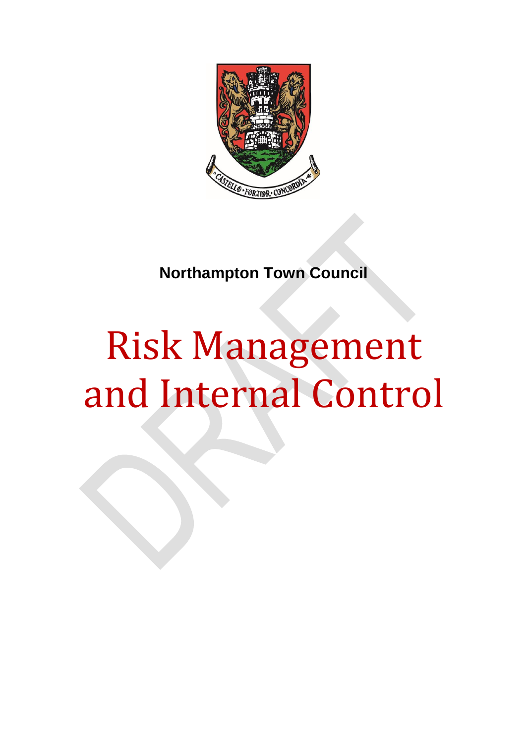**Northampton Town Council**

# Risk Management and Internal Control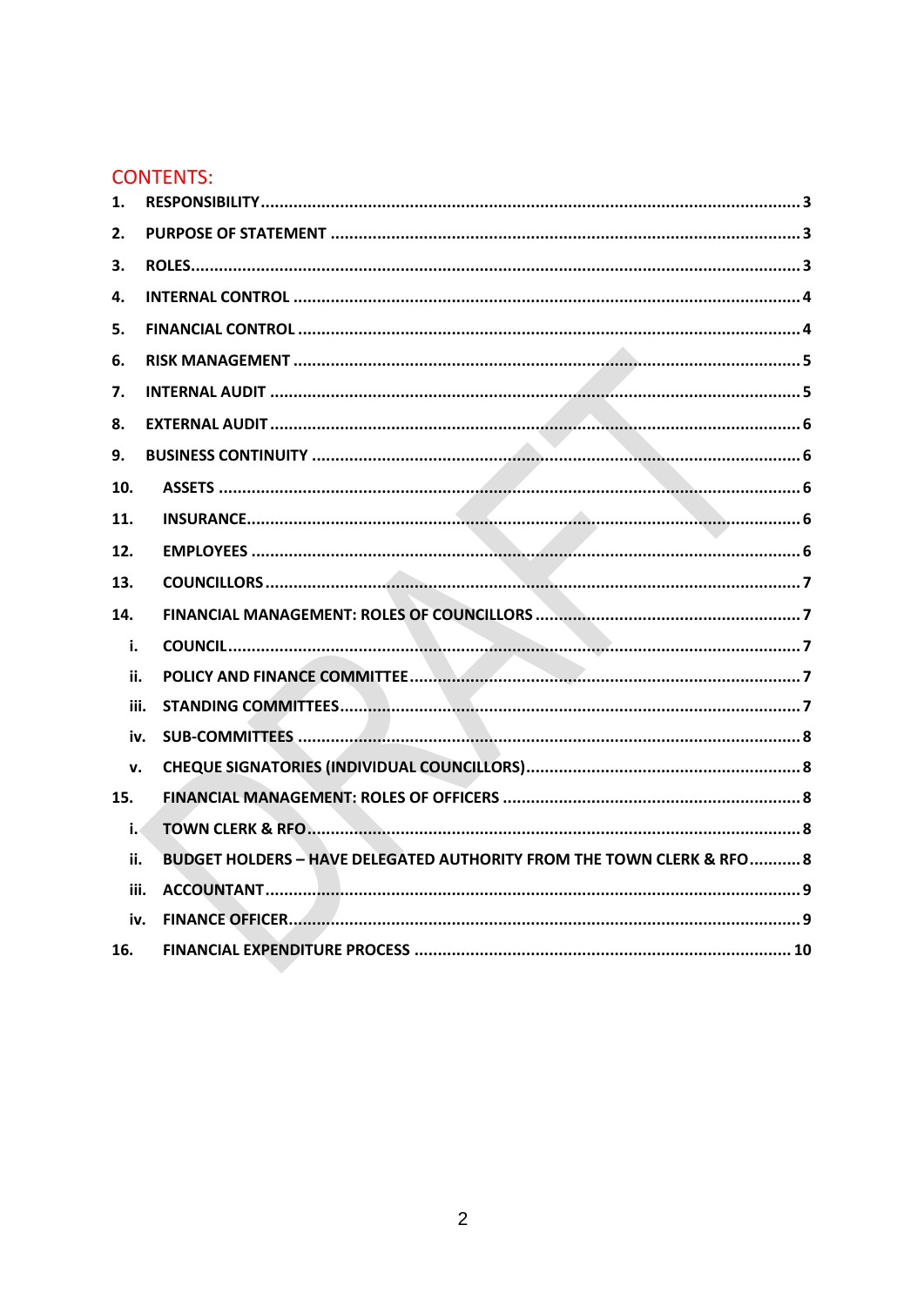## CONTENTS:

1. **RESPONSIBILITY** ........ 3
2. **PURPOSE OF STATEMENT** ........ 3
3. **ROLES** ........ 3
4. **INTERNAL CONTROL** ........ 4
5. **FINANCIAL CONTROL** ........ 4
6. **RISK MANAGEMENT** ........ 5
7. **INTERNAL AUDIT** ........ 5
8. **EXTERNAL AUDIT** ........ 6
9. **BUSINESS CONTINUITY** ........ 6
10. **ASSETS** ........ 6
11. **INSURANCE** ........ 6
12. **EMPLOYEES** ........ 6
13. **COUNCILLORS** ........ 7
14. **FINANCIAL MANAGEMENT: ROLES OF COUNCILLORS** ........ 7
    - i. **COUNCIL** ........ 7
    - ii. **POLICY AND FINANCE COMMITTEE** ........ 7
    - iii. **STANDING COMMITTEES** ........ 7
    - iv. **SUB-COMMITTEES** ........ 8
    - v. **CHEQUE SIGNATORIES (INDIVIDUAL COUNCILLORS)** ........ 8
15. **FINANCIAL MANAGEMENT: ROLES OF OFFICERS** ........ 8
    - i. **TOWN CLERK & RFO** ........ 8
    - ii. **BUDGET HOLDERS – HAVE DELEGATED AUTHORITY FROM THE TOWN CLERK & RFO** ........ 8
    - iii. **ACCOUNTANT** ........ 9
    - iv. **FINANCE OFFICER** ........ 9
16. **FINANCIAL EXPENDITURE PROCESS** ........ 10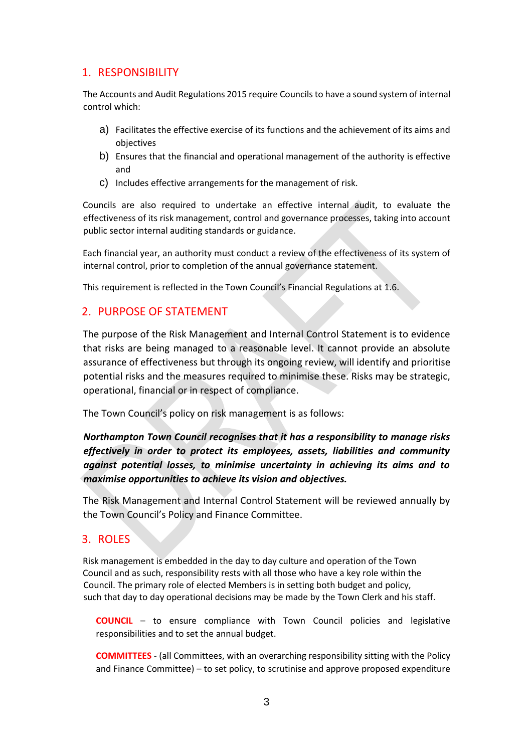## 1. RESPONSIBILITY

The Accounts and Audit Regulations 2015 require Councils to have a sound system of internal control which:

a) Facilitates the effective exercise of its functions and the achievement of its aims and objectives
b) Ensures that the financial and operational management of the authority is effective and
c) Includes effective arrangements for the management of risk.

Councils are also required to undertake an effective internal audit, to evaluate the effectiveness of its risk management, control and governance processes, taking into account public sector internal auditing standards or guidance.

Each financial year, an authority must conduct a review of the effectiveness of its system of internal control, prior to completion of the annual governance statement.

This requirement is reflected in the Town Council's Financial Regulations at 1.6.

## 2. PURPOSE OF STATEMENT

The purpose of the Risk Management and Internal Control Statement is to evidence that risks are being managed to a reasonable level. It cannot provide an absolute assurance of effectiveness but through its ongoing review, will identify and prioritise potential risks and the measures required to minimise these. Risks may be strategic, operational, financial or in respect of compliance.

The Town Council's policy on risk management is as follows:

***Northampton Town Council recognises that it has a responsibility to manage risks effectively in order to protect its employees, assets, liabilities and community against potential losses, to minimise uncertainty in achieving its aims and to maximise opportunities to achieve its vision and objectives.***

The Risk Management and Internal Control Statement will be reviewed annually by the Town Council's Policy and Finance Committee.

## 3. ROLES

Risk management is embedded in the day to day culture and operation of the Town Council and as such, responsibility rests with all those who have a key role within the Council. The primary role of elected Members is in setting both budget and policy, such that day to day operational decisions may be made by the Town Clerk and his staff.

**COUNCIL** – to ensure compliance with Town Council policies and legislative responsibilities and to set the annual budget.

**COMMITTEES** - (all Committees, with an overarching responsibility sitting with the Policy and Finance Committee) – to set policy, to scrutinise and approve proposed expenditure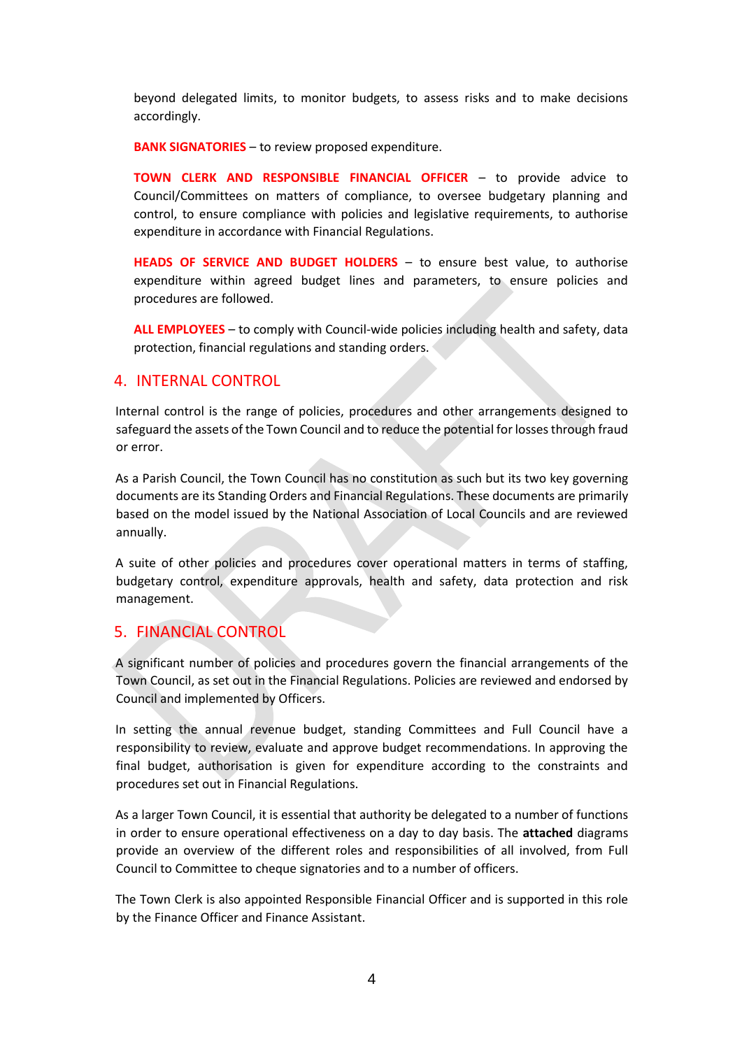beyond delegated limits, to monitor budgets, to assess risks and to make decisions accordingly.

**BANK SIGNATORIES** – to review proposed expenditure.

**TOWN CLERK AND RESPONSIBLE FINANCIAL OFFICER** – to provide advice to Council/Committees on matters of compliance, to oversee budgetary planning and control, to ensure compliance with policies and legislative requirements, to authorise expenditure in accordance with Financial Regulations.

**HEADS OF SERVICE AND BUDGET HOLDERS** – to ensure best value, to authorise expenditure within agreed budget lines and parameters, to ensure policies and procedures are followed.

**ALL EMPLOYEES** – to comply with Council-wide policies including health and safety, data protection, financial regulations and standing orders.

## 4. INTERNAL CONTROL

Internal control is the range of policies, procedures and other arrangements designed to safeguard the assets of the Town Council and to reduce the potential for losses through fraud or error.

As a Parish Council, the Town Council has no constitution as such but its two key governing documents are its Standing Orders and Financial Regulations. These documents are primarily based on the model issued by the National Association of Local Councils and are reviewed annually.

A suite of other policies and procedures cover operational matters in terms of staffing, budgetary control, expenditure approvals, health and safety, data protection and risk management.

## 5. FINANCIAL CONTROL

A significant number of policies and procedures govern the financial arrangements of the Town Council, as set out in the Financial Regulations. Policies are reviewed and endorsed by Council and implemented by Officers.

In setting the annual revenue budget, standing Committees and Full Council have a responsibility to review, evaluate and approve budget recommendations. In approving the final budget, authorisation is given for expenditure according to the constraints and procedures set out in Financial Regulations.

As a larger Town Council, it is essential that authority be delegated to a number of functions in order to ensure operational effectiveness on a day to day basis. The **attached** diagrams provide an overview of the different roles and responsibilities of all involved, from Full Council to Committee to cheque signatories and to a number of officers.

The Town Clerk is also appointed Responsible Financial Officer and is supported in this role by the Finance Officer and Finance Assistant.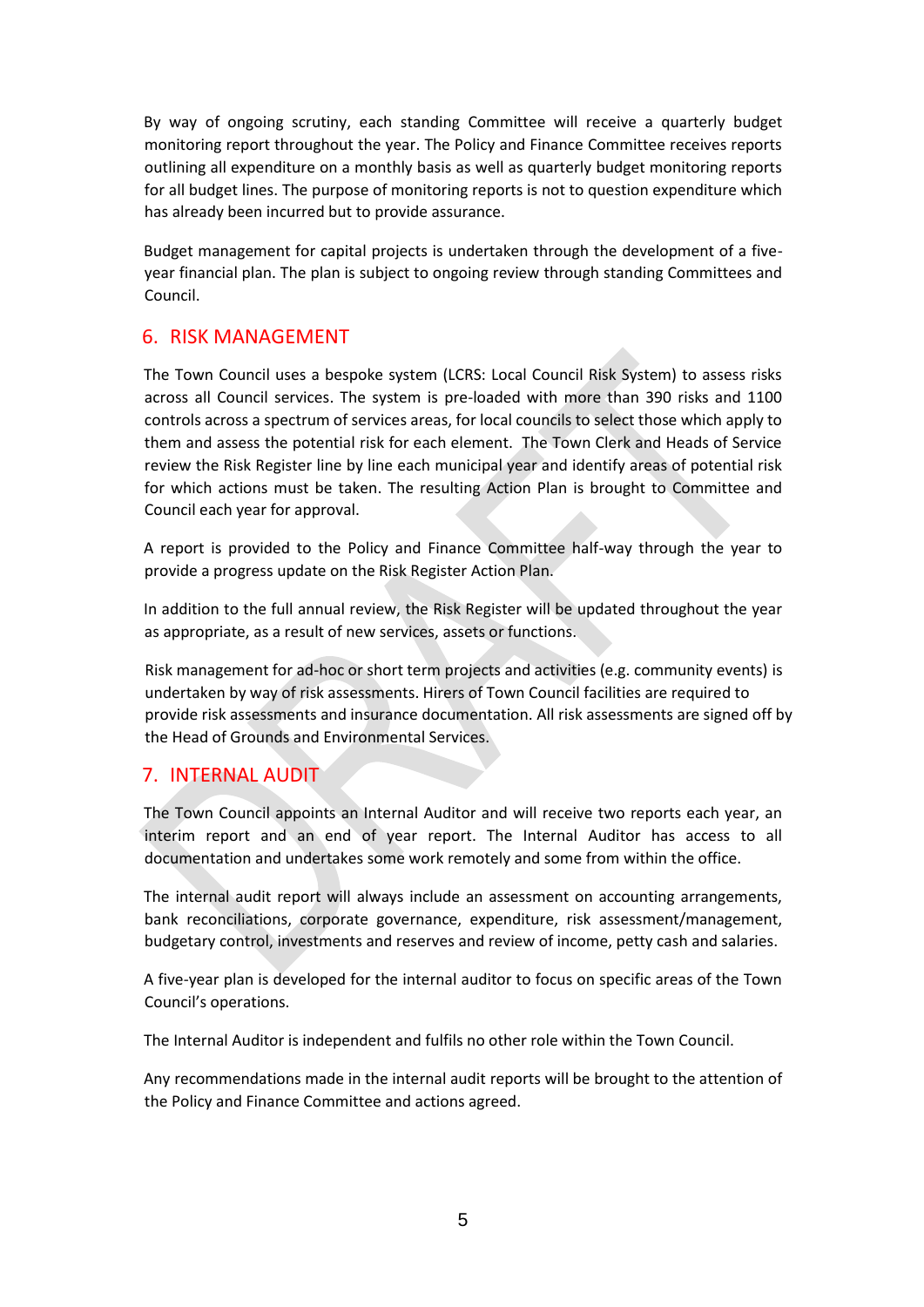By way of ongoing scrutiny, each standing Committee will receive a quarterly budget monitoring report throughout the year. The Policy and Finance Committee receives reports outlining all expenditure on a monthly basis as well as quarterly budget monitoring reports for all budget lines. The purpose of monitoring reports is not to question expenditure which has already been incurred but to provide assurance.

Budget management for capital projects is undertaken through the development of a five-year financial plan. The plan is subject to ongoing review through standing Committees and Council.

## 6. RISK MANAGEMENT

The Town Council uses a bespoke system (LCRS: Local Council Risk System) to assess risks across all Council services. The system is pre-loaded with more than 390 risks and 1100 controls across a spectrum of services areas, for local councils to select those which apply to them and assess the potential risk for each element. The Town Clerk and Heads of Service review the Risk Register line by line each municipal year and identify areas of potential risk for which actions must be taken. The resulting Action Plan is brought to Committee and Council each year for approval.

A report is provided to the Policy and Finance Committee half-way through the year to provide a progress update on the Risk Register Action Plan.

In addition to the full annual review, the Risk Register will be updated throughout the year as appropriate, as a result of new services, assets or functions.

Risk management for ad-hoc or short term projects and activities (e.g. community events) is undertaken by way of risk assessments. Hirers of Town Council facilities are required to provide risk assessments and insurance documentation. All risk assessments are signed off by the Head of Grounds and Environmental Services.

## 7. INTERNAL AUDIT

The Town Council appoints an Internal Auditor and will receive two reports each year, an interim report and an end of year report. The Internal Auditor has access to all documentation and undertakes some work remotely and some from within the office.

The internal audit report will always include an assessment on accounting arrangements, bank reconciliations, corporate governance, expenditure, risk assessment/management, budgetary control, investments and reserves and review of income, petty cash and salaries.

A five-year plan is developed for the internal auditor to focus on specific areas of the Town Council's operations.

The Internal Auditor is independent and fulfils no other role within the Town Council.

Any recommendations made in the internal audit reports will be brought to the attention of the Policy and Finance Committee and actions agreed.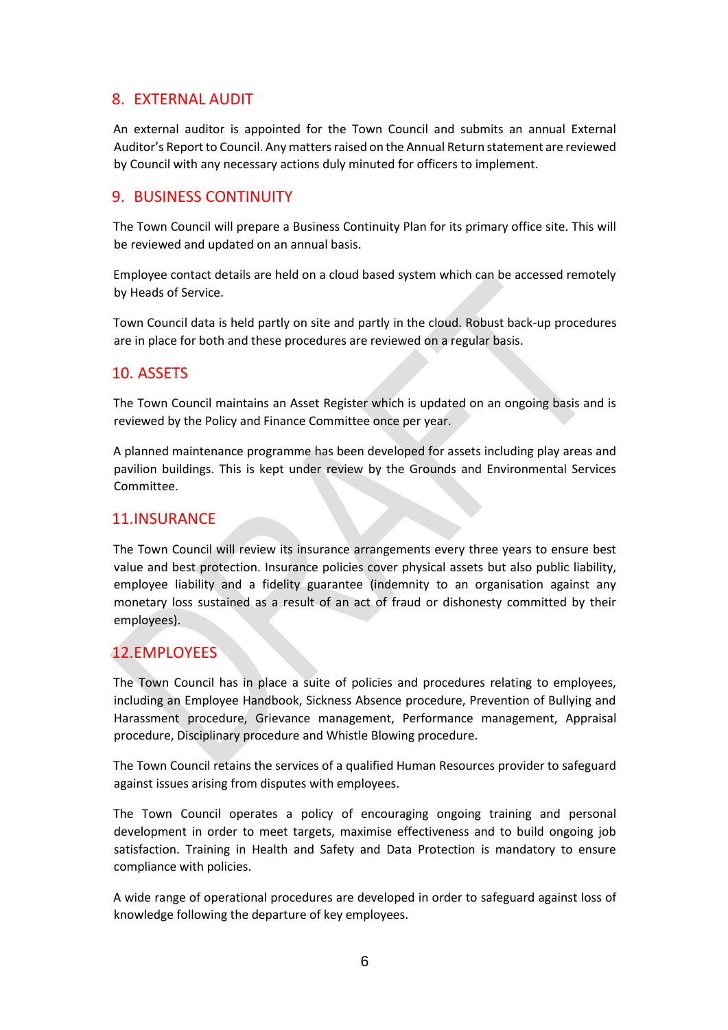## 8. EXTERNAL AUDIT

An external auditor is appointed for the Town Council and submits an annual External Auditor's Report to Council. Any matters raised on the Annual Return statement are reviewed by Council with any necessary actions duly minuted for officers to implement.

## 9. BUSINESS CONTINUITY

The Town Council will prepare a Business Continuity Plan for its primary office site. This will be reviewed and updated on an annual basis.

Employee contact details are held on a cloud based system which can be accessed remotely by Heads of Service.

Town Council data is held partly on site and partly in the cloud. Robust back-up procedures are in place for both and these procedures are reviewed on a regular basis.

## 10. ASSETS

The Town Council maintains an Asset Register which is updated on an ongoing basis and is reviewed by the Policy and Finance Committee once per year.

A planned maintenance programme has been developed for assets including play areas and pavilion buildings. This is kept under review by the Grounds and Environmental Services Committee.

## 11. INSURANCE

The Town Council will review its insurance arrangements every three years to ensure best value and best protection. Insurance policies cover physical assets but also public liability, employee liability and a fidelity guarantee (indemnity to an organisation against any monetary loss sustained as a result of an act of fraud or dishonesty committed by their employees).

## 12. EMPLOYEES

The Town Council has in place a suite of policies and procedures relating to employees, including an Employee Handbook, Sickness Absence procedure, Prevention of Bullying and Harassment procedure, Grievance management, Performance management, Appraisal procedure, Disciplinary procedure and Whistle Blowing procedure.

The Town Council retains the services of a qualified Human Resources provider to safeguard against issues arising from disputes with employees.

The Town Council operates a policy of encouraging ongoing training and personal development in order to meet targets, maximise effectiveness and to build ongoing job satisfaction. Training in Health and Safety and Data Protection is mandatory to ensure compliance with policies.

A wide range of operational procedures are developed in order to safeguard against loss of knowledge following the departure of key employees.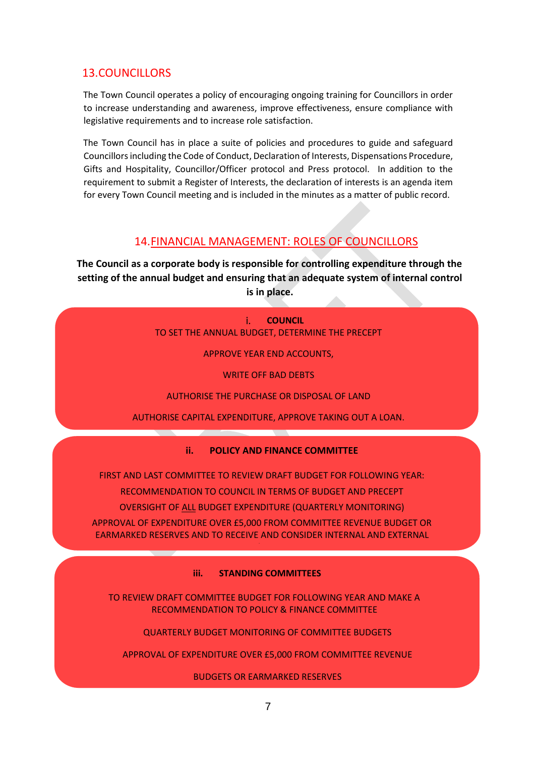## 13. COUNCILLORS

The Town Council operates a policy of encouraging ongoing training for Councillors in order to increase understanding and awareness, improve effectiveness, ensure compliance with legislative requirements and to increase role satisfaction.

The Town Council has in place a suite of policies and procedures to guide and safeguard Councillors including the Code of Conduct, Declaration of Interests, Dispensations Procedure, Gifts and Hospitality, Councillor/Officer protocol and Press protocol. In addition to the requirement to submit a Register of Interests, the declaration of interests is an agenda item for every Town Council meeting and is included in the minutes as a matter of public record.

## 14. FINANCIAL MANAGEMENT: ROLES OF COUNCILLORS

**The Council as a corporate body is responsible for controlling expenditure through the setting of the annual budget and ensuring that an adequate system of internal control is in place.**

### i. COUNCIL

TO SET THE ANNUAL BUDGET, DETERMINE THE PRECEPT

APPROVE YEAR END ACCOUNTS,

WRITE OFF BAD DEBTS

AUTHORISE THE PURCHASE OR DISPOSAL OF LAND

AUTHORISE CAPITAL EXPENDITURE, APPROVE TAKING OUT A LOAN.

### ii. POLICY AND FINANCE COMMITTEE

FIRST AND LAST COMMITTEE TO REVIEW DRAFT BUDGET FOR FOLLOWING YEAR:

RECOMMENDATION TO COUNCIL IN TERMS OF BUDGET AND PRECEPT

OVERSIGHT OF ALL BUDGET EXPENDITURE (QUARTERLY MONITORING)

APPROVAL OF EXPENDITURE OVER £5,000 FROM COMMITTEE REVENUE BUDGET OR EARMARKED RESERVES AND TO RECEIVE AND CONSIDER INTERNAL AND EXTERNAL

### iii. STANDING COMMITTEES

TO REVIEW DRAFT COMMITTEE BUDGET FOR FOLLOWING YEAR AND MAKE A RECOMMENDATION TO POLICY & FINANCE COMMITTEE

QUARTERLY BUDGET MONITORING OF COMMITTEE BUDGETS

APPROVAL OF EXPENDITURE OVER £5,000 FROM COMMITTEE REVENUE

BUDGETS OR EARMARKED RESERVES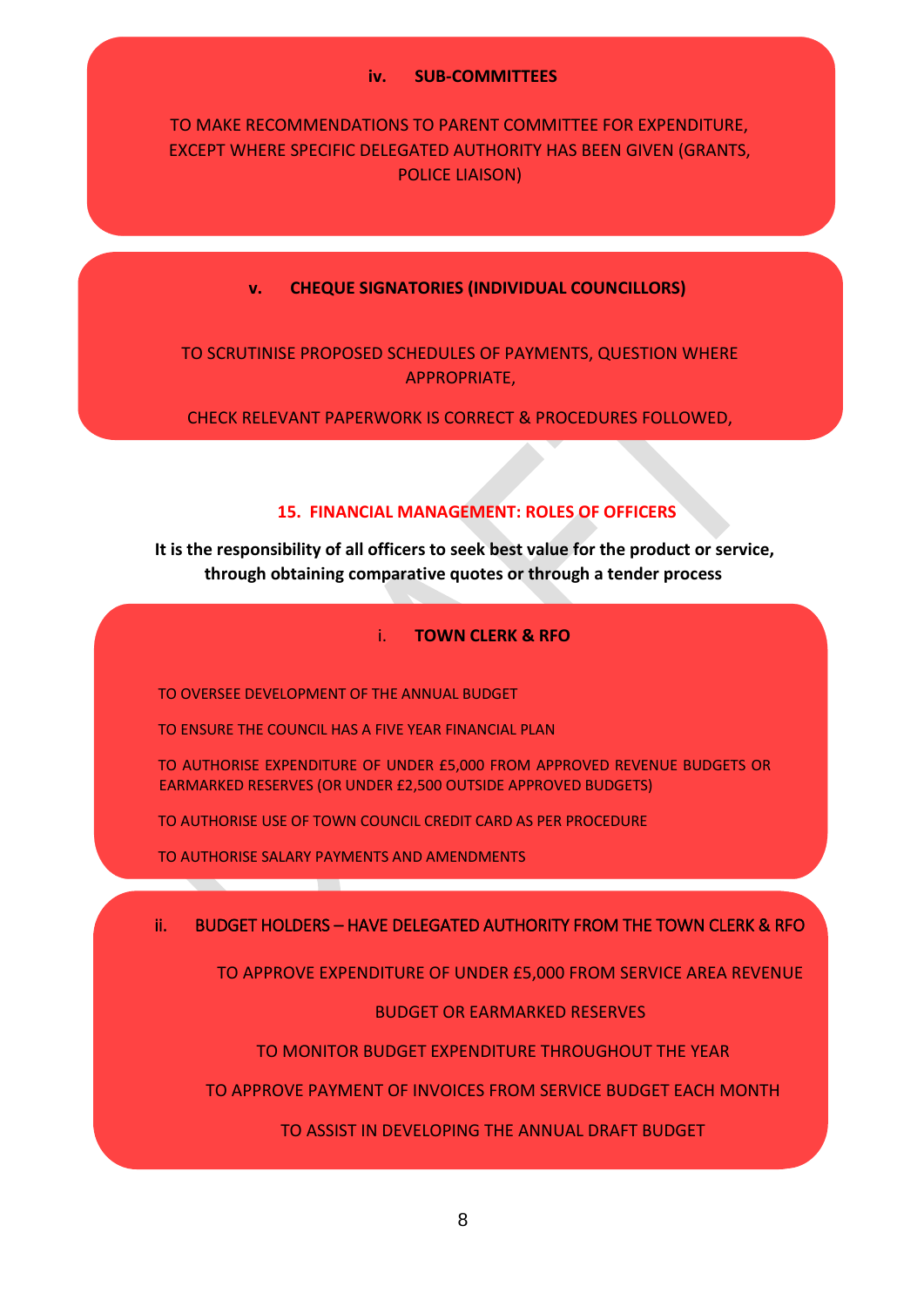### iv. SUB-COMMITTEES

TO MAKE RECOMMENDATIONS TO PARENT COMMITTEE FOR EXPENDITURE, EXCEPT WHERE SPECIFIC DELEGATED AUTHORITY HAS BEEN GIVEN (GRANTS, POLICE LIAISON)

### v. CHEQUE SIGNATORIES (INDIVIDUAL COUNCILLORS)

TO SCRUTINISE PROPOSED SCHEDULES OF PAYMENTS, QUESTION WHERE APPROPRIATE,

CHECK RELEVANT PAPERWORK IS CORRECT & PROCEDURES FOLLOWED,

## 15. FINANCIAL MANAGEMENT: ROLES OF OFFICERS

**It is the responsibility of all officers to seek best value for the product or service, through obtaining comparative quotes or through a tender process**

### i. TOWN CLERK & RFO

TO OVERSEE DEVELOPMENT OF THE ANNUAL BUDGET

TO ENSURE THE COUNCIL HAS A FIVE YEAR FINANCIAL PLAN

TO AUTHORISE EXPENDITURE OF UNDER £5,000 FROM APPROVED REVENUE BUDGETS OR EARMARKED RESERVES (OR UNDER £2,500 OUTSIDE APPROVED BUDGETS)

TO AUTHORISE USE OF TOWN COUNCIL CREDIT CARD AS PER PROCEDURE

TO AUTHORISE SALARY PAYMENTS AND AMENDMENTS

### ii. BUDGET HOLDERS – HAVE DELEGATED AUTHORITY FROM THE TOWN CLERK & RFO

TO APPROVE EXPENDITURE OF UNDER £5,000 FROM SERVICE AREA REVENUE BUDGET OR EARMARKED RESERVES

TO MONITOR BUDGET EXPENDITURE THROUGHOUT THE YEAR

TO APPROVE PAYMENT OF INVOICES FROM SERVICE BUDGET EACH MONTH

TO ASSIST IN DEVELOPING THE ANNUAL DRAFT BUDGET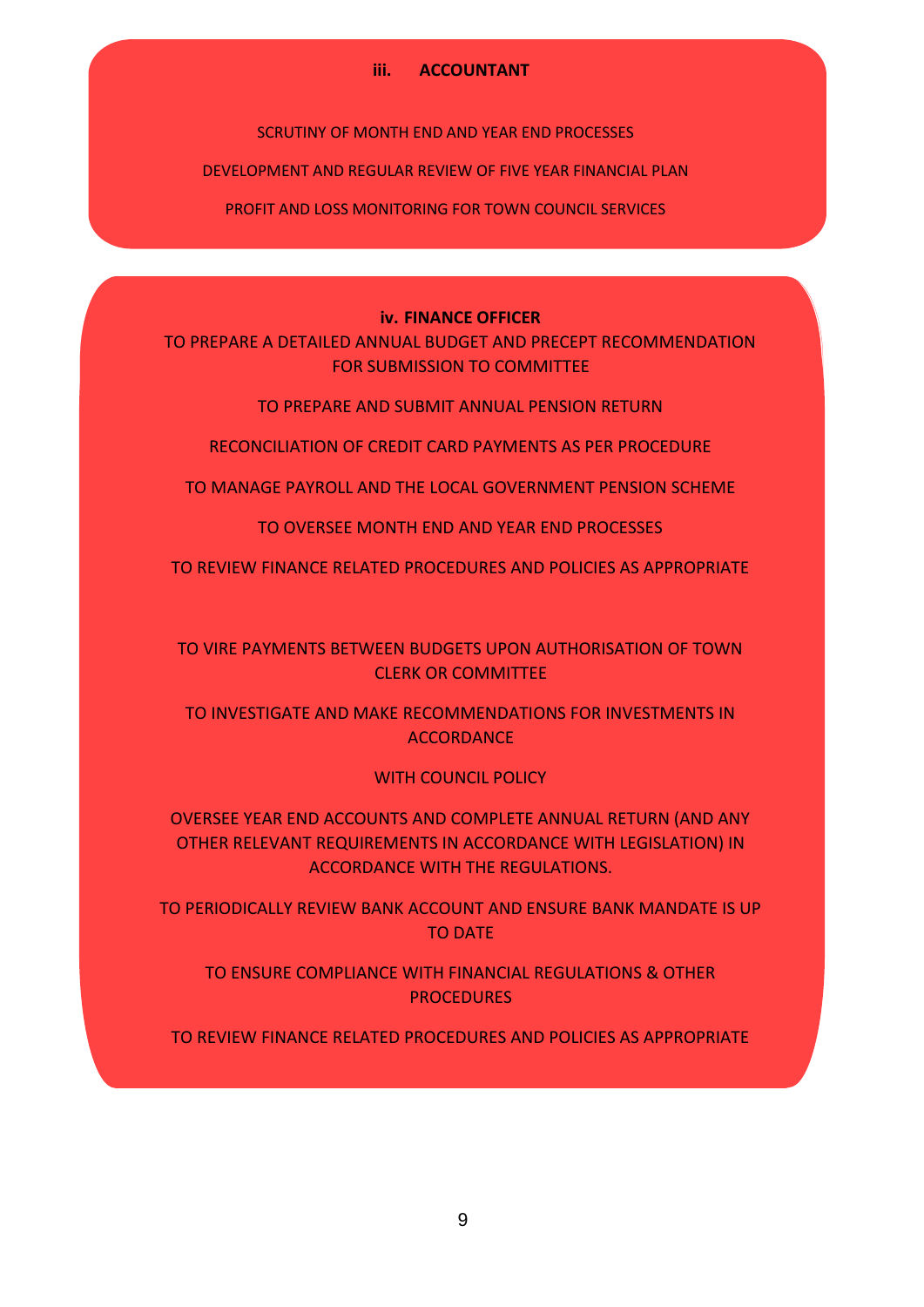### iii. ACCOUNTANT

SCRUTINY OF MONTH END AND YEAR END PROCESSES

DEVELOPMENT AND REGULAR REVIEW OF FIVE YEAR FINANCIAL PLAN

PROFIT AND LOSS MONITORING FOR TOWN COUNCIL SERVICES

### iv. FINANCE OFFICER

TO PREPARE A DETAILED ANNUAL BUDGET AND PRECEPT RECOMMENDATION FOR SUBMISSION TO COMMITTEE

TO PREPARE AND SUBMIT ANNUAL PENSION RETURN

RECONCILIATION OF CREDIT CARD PAYMENTS AS PER PROCEDURE

TO MANAGE PAYROLL AND THE LOCAL GOVERNMENT PENSION SCHEME

TO OVERSEE MONTH END AND YEAR END PROCESSES

TO REVIEW FINANCE RELATED PROCEDURES AND POLICIES AS APPROPRIATE

TO VIRE PAYMENTS BETWEEN BUDGETS UPON AUTHORISATION OF TOWN CLERK OR COMMITTEE

TO INVESTIGATE AND MAKE RECOMMENDATIONS FOR INVESTMENTS IN ACCORDANCE

WITH COUNCIL POLICY

OVERSEE YEAR END ACCOUNTS AND COMPLETE ANNUAL RETURN (AND ANY OTHER RELEVANT REQUIREMENTS IN ACCORDANCE WITH LEGISLATION) IN ACCORDANCE WITH THE REGULATIONS.

TO PERIODICALLY REVIEW BANK ACCOUNT AND ENSURE BANK MANDATE IS UP TO DATE

TO ENSURE COMPLIANCE WITH FINANCIAL REGULATIONS & OTHER PROCEDURES

TO REVIEW FINANCE RELATED PROCEDURES AND POLICIES AS APPROPRIATE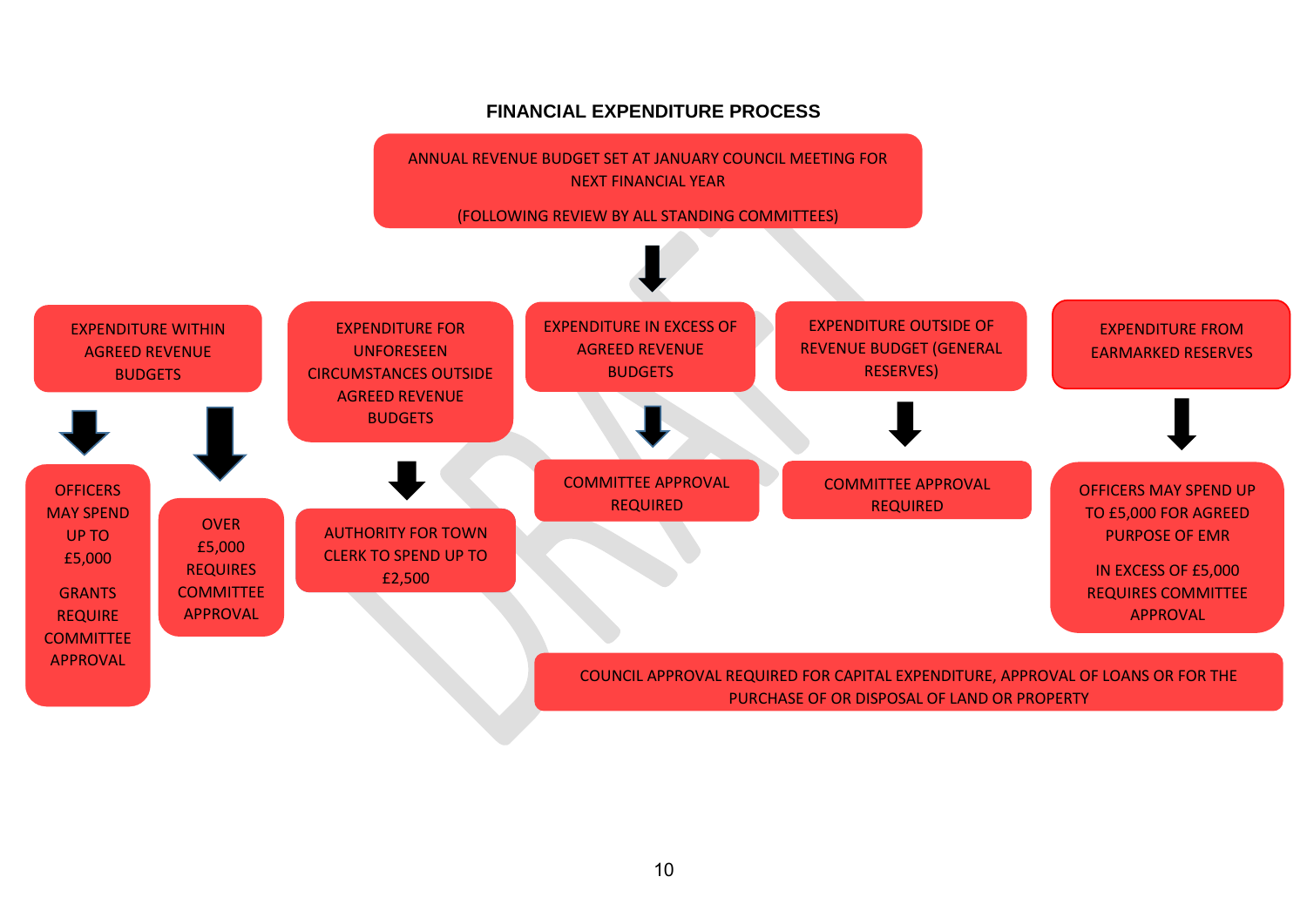## FINANCIAL EXPENDITURE PROCESS

ANNUAL REVENUE BUDGET SET AT JANUARY COUNCIL MEETING FOR NEXT FINANCIAL YEAR

(FOLLOWING REVIEW BY ALL STANDING COMMITTEES)

**EXPENDITURE WITHIN AGREED REVENUE BUDGETS**

- OFFICERS MAY SPEND UP TO £5,000

  GRANTS REQUIRE COMMITTEE APPROVAL

- OVER £5,000 REQUIRES COMMITTEE APPROVAL

**EXPENDITURE FOR UNFORESEEN CIRCUMSTANCES OUTSIDE AGREED REVENUE BUDGETS**

- AUTHORITY FOR TOWN CLERK TO SPEND UP TO £2,500

**EXPENDITURE IN EXCESS OF AGREED REVENUE BUDGETS**

- COMMITTEE APPROVAL REQUIRED

**EXPENDITURE OUTSIDE OF REVENUE BUDGET (GENERAL RESERVES)**

- COMMITTEE APPROVAL REQUIRED

**EXPENDITURE FROM EARMARKED RESERVES**

- OFFICERS MAY SPEND UP TO £5,000 FOR AGREED PURPOSE OF EMR

  IN EXCESS OF £5,000 REQUIRES COMMITTEE APPROVAL

COUNCIL APPROVAL REQUIRED FOR CAPITAL EXPENDITURE, APPROVAL OF LOANS OR FOR THE PURCHASE OF OR DISPOSAL OF LAND OR PROPERTY